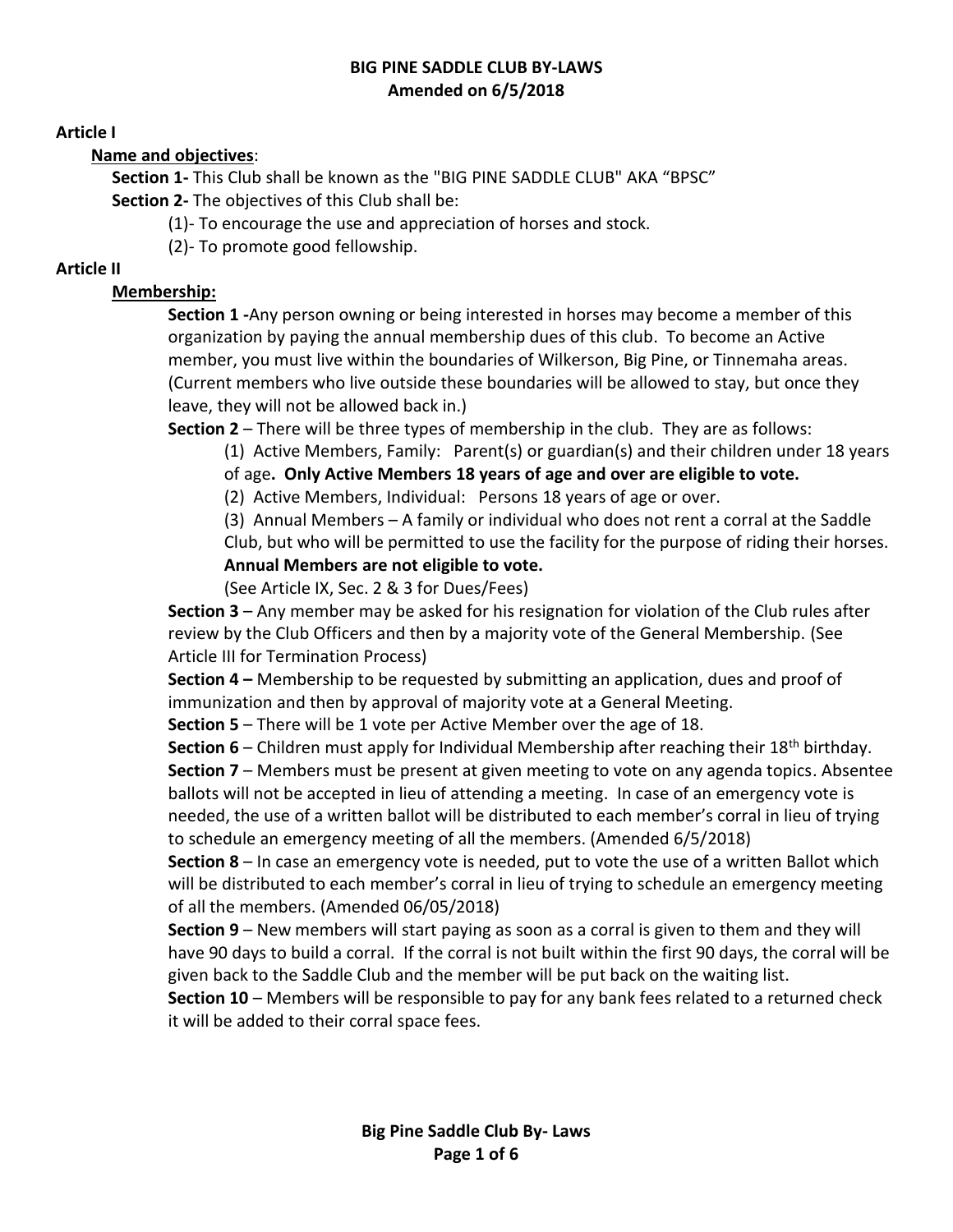# BIG PINE SADDLE CLUB BY-LAWS
**Amended on 6/5/2018**

**Article I**

**Name and objectives**:

**Section 1-** This Club shall be known as the "BIG PINE SADDLE CLUB" AKA "BPSC"

**Section 2-** The objectives of this Club shall be:

(1)- To encourage the use and appreciation of horses and stock.

(2)- To promote good fellowship.

**Article II**

**Membership:**

**Section 1 -**Any person owning or being interested in horses may become a member of this organization by paying the annual membership dues of this club. To become an Active member, you must live within the boundaries of Wilkerson, Big Pine, or Tinnemaha areas. (Current members who live outside these boundaries will be allowed to stay, but once they leave, they will not be allowed back in.)

**Section 2** – There will be three types of membership in the club. They are as follows:

(1) Active Members, Family: Parent(s) or guardian(s) and their children under 18 years of age**. Only Active Members 18 years of age and over are eligible to vote.**

(2) Active Members, Individual: Persons 18 years of age or over.

(3) Annual Members – A family or individual who does not rent a corral at the Saddle Club, but who will be permitted to use the facility for the purpose of riding their horses. **Annual Members are not eligible to vote.**

(See Article IX, Sec. 2 & 3 for Dues/Fees)

**Section 3** – Any member may be asked for his resignation for violation of the Club rules after review by the Club Officers and then by a majority vote of the General Membership. (See Article III for Termination Process)

**Section 4 –** Membership to be requested by submitting an application, dues and proof of immunization and then by approval of majority vote at a General Meeting.

**Section 5** – There will be 1 vote per Active Member over the age of 18.

**Section 6** – Children must apply for Individual Membership after reaching their 18th birthday.

**Section 7** – Members must be present at given meeting to vote on any agenda topics. Absentee ballots will not be accepted in lieu of attending a meeting. In case of an emergency vote is needed, the use of a written ballot will be distributed to each member's corral in lieu of trying to schedule an emergency meeting of all the members. (Amended 6/5/2018)

**Section 8** – In case an emergency vote is needed, put to vote the use of a written Ballot which will be distributed to each member's corral in lieu of trying to schedule an emergency meeting of all the members. (Amended 06/05/2018)

**Section 9** – New members will start paying as soon as a corral is given to them and they will have 90 days to build a corral. If the corral is not built within the first 90 days, the corral will be given back to the Saddle Club and the member will be put back on the waiting list.

**Section 10** – Members will be responsible to pay for any bank fees related to a returned check it will be added to their corral space fees.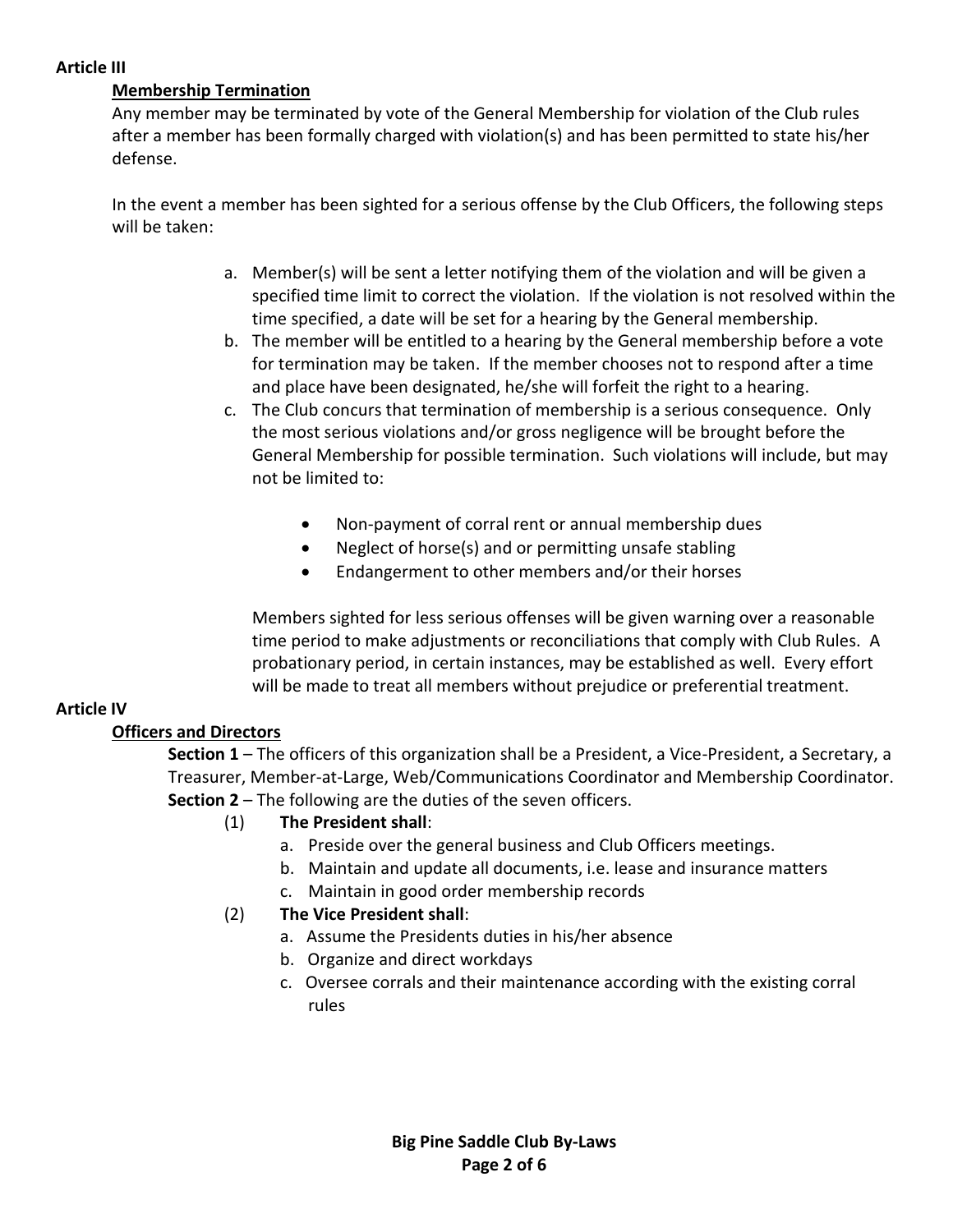**Article III**

**Membership Termination**

Any member may be terminated by vote of the General Membership for violation of the Club rules after a member has been formally charged with violation(s) and has been permitted to state his/her defense.

In the event a member has been sighted for a serious offense by the Club Officers, the following steps will be taken:

a. Member(s) will be sent a letter notifying them of the violation and will be given a specified time limit to correct the violation. If the violation is not resolved within the time specified, a date will be set for a hearing by the General membership.
b. The member will be entitled to a hearing by the General membership before a vote for termination may be taken. If the member chooses not to respond after a time and place have been designated, he/she will forfeit the right to a hearing.
c. The Club concurs that termination of membership is a serious consequence. Only the most serious violations and/or gross negligence will be brought before the General Membership for possible termination. Such violations will include, but may not be limited to:
   - Non-payment of corral rent or annual membership dues
   - Neglect of horse(s) and or permitting unsafe stabling
   - Endangerment to other members and/or their horses

   Members sighted for less serious offenses will be given warning over a reasonable time period to make adjustments or reconciliations that comply with Club Rules. A probationary period, in certain instances, may be established as well. Every effort will be made to treat all members without prejudice or preferential treatment.

**Article IV**

**Officers and Directors**

**Section 1** – The officers of this organization shall be a President, a Vice-President, a Secretary, a Treasurer, Member-at-Large, Web/Communications Coordinator and Membership Coordinator.

**Section 2** – The following are the duties of the seven officers.

(1) **The President shall**:
   a. Preside over the general business and Club Officers meetings.
   b. Maintain and update all documents, i.e. lease and insurance matters
   c. Maintain in good order membership records

(2) **The Vice President shall**:
   a. Assume the Presidents duties in his/her absence
   b. Organize and direct workdays
   c. Oversee corrals and their maintenance according with the existing corral rules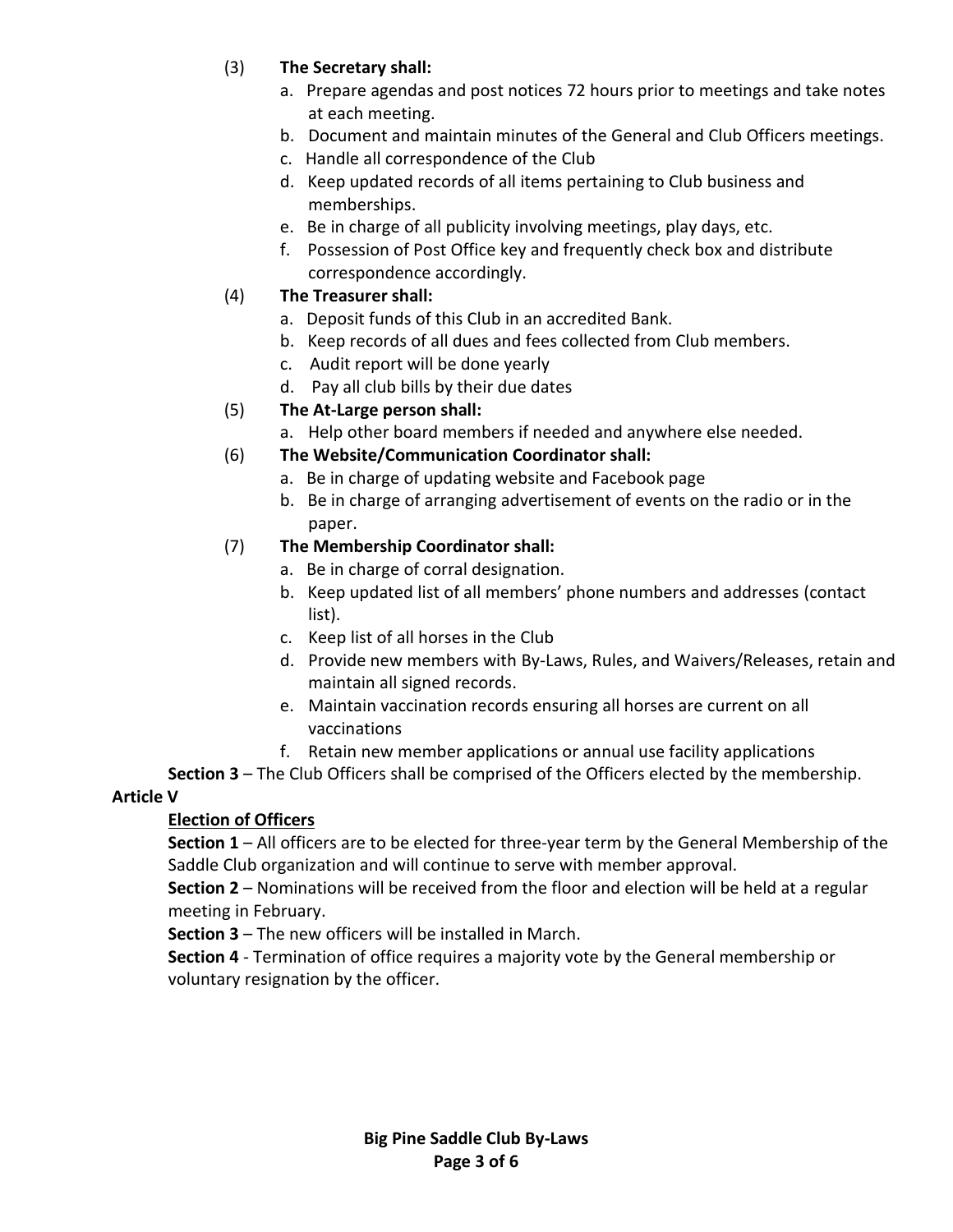(3) **The Secretary shall:**

a. Prepare agendas and post notices 72 hours prior to meetings and take notes at each meeting.
b. Document and maintain minutes of the General and Club Officers meetings.
c. Handle all correspondence of the Club
d. Keep updated records of all items pertaining to Club business and memberships.
e. Be in charge of all publicity involving meetings, play days, etc.
f. Possession of Post Office key and frequently check box and distribute correspondence accordingly.

(4) **The Treasurer shall:**

a. Deposit funds of this Club in an accredited Bank.
b. Keep records of all dues and fees collected from Club members.
c. Audit report will be done yearly
d. Pay all club bills by their due dates

(5) **The At-Large person shall:**

a. Help other board members if needed and anywhere else needed.

(6) **The Website/Communication Coordinator shall:**

a. Be in charge of updating website and Facebook page
b. Be in charge of arranging advertisement of events on the radio or in the paper.

(7) **The Membership Coordinator shall:**

a. Be in charge of corral designation.
b. Keep updated list of all members' phone numbers and addresses (contact list).
c. Keep list of all horses in the Club
d. Provide new members with By-Laws, Rules, and Waivers/Releases, retain and maintain all signed records.
e. Maintain vaccination records ensuring all horses are current on all vaccinations
f. Retain new member applications or annual use facility applications

**Section 3** – The Club Officers shall be comprised of the Officers elected by the membership.

**Article V**

**Election of Officers**

**Section 1** – All officers are to be elected for three-year term by the General Membership of the Saddle Club organization and will continue to serve with member approval.

**Section 2** – Nominations will be received from the floor and election will be held at a regular meeting in February.

**Section 3** – The new officers will be installed in March.

**Section 4** - Termination of office requires a majority vote by the General membership or voluntary resignation by the officer.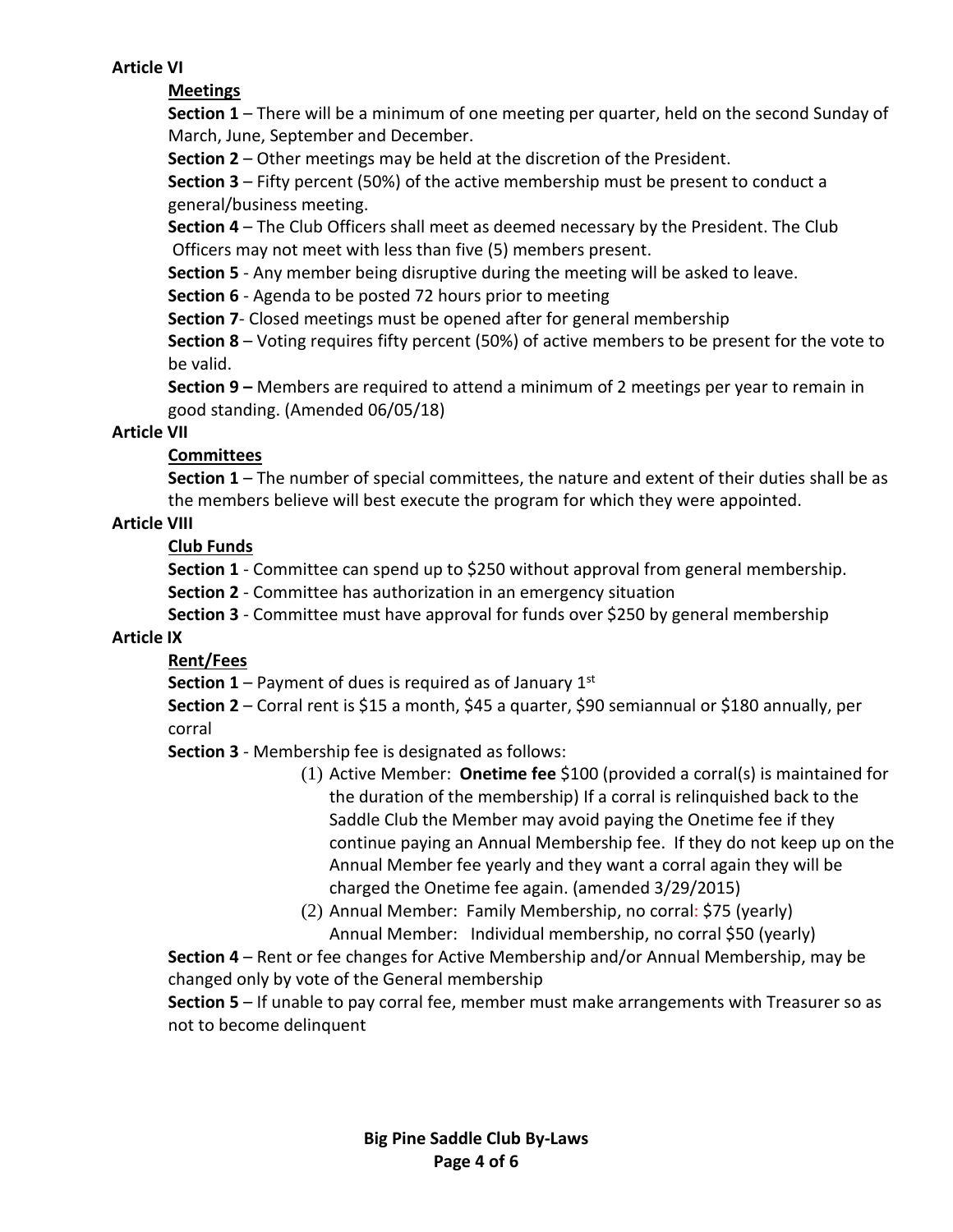**Article VI**

**Meetings**

**Section 1** – There will be a minimum of one meeting per quarter, held on the second Sunday of March, June, September and December.

**Section 2** – Other meetings may be held at the discretion of the President.

**Section 3** – Fifty percent (50%) of the active membership must be present to conduct a general/business meeting.

**Section 4** – The Club Officers shall meet as deemed necessary by the President. The Club Officers may not meet with less than five (5) members present.

**Section 5** - Any member being disruptive during the meeting will be asked to leave.

**Section 6** - Agenda to be posted 72 hours prior to meeting

**Section 7**- Closed meetings must be opened after for general membership

**Section 8** – Voting requires fifty percent (50%) of active members to be present for the vote to be valid.

**Section 9 –** Members are required to attend a minimum of 2 meetings per year to remain in good standing. (Amended 06/05/18)

**Article VII**

**Committees**

**Section 1** – The number of special committees, the nature and extent of their duties shall be as the members believe will best execute the program for which they were appointed.

**Article VIII**

**Club Funds**

**Section 1** - Committee can spend up to $250 without approval from general membership.

**Section 2** - Committee has authorization in an emergency situation

**Section 3** - Committee must have approval for funds over $250 by general membership

**Article IX**

**Rent/Fees**

**Section 1** – Payment of dues is required as of January 1st

**Section 2** – Corral rent is $15 a month, $45 a quarter, $90 semiannual or $180 annually, per corral

**Section 3** - Membership fee is designated as follows:

(1) Active Member: **Onetime fee** $100 (provided a corral(s) is maintained for the duration of the membership) If a corral is relinquished back to the Saddle Club the Member may avoid paying the Onetime fee if they continue paying an Annual Membership fee. If they do not keep up on the Annual Member fee yearly and they want a corral again they will be charged the Onetime fee again. (amended 3/29/2015)

(2) Annual Member: Family Membership, no corral: $75 (yearly)
Annual Member: Individual membership, no corral $50 (yearly)

**Section 4** – Rent or fee changes for Active Membership and/or Annual Membership, may be changed only by vote of the General membership

**Section 5** – If unable to pay corral fee, member must make arrangements with Treasurer so as not to become delinquent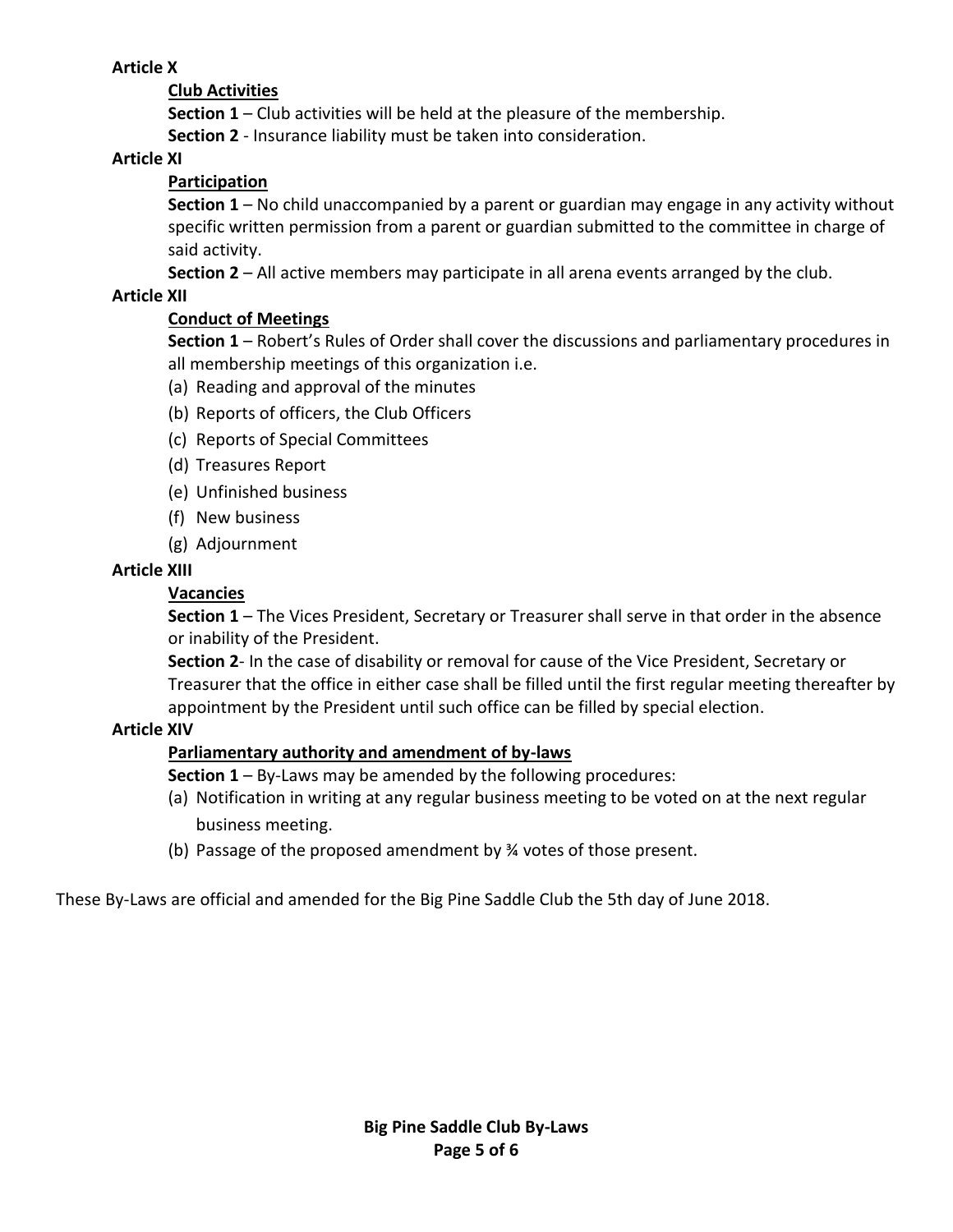**Article X**

**Club Activities**

**Section 1** – Club activities will be held at the pleasure of the membership.

**Section 2** - Insurance liability must be taken into consideration.

**Article XI**

**Participation**

**Section 1** – No child unaccompanied by a parent or guardian may engage in any activity without specific written permission from a parent or guardian submitted to the committee in charge of said activity.

**Section 2** – All active members may participate in all arena events arranged by the club.

**Article XII**

**Conduct of Meetings**

**Section 1** – Robert's Rules of Order shall cover the discussions and parliamentary procedures in all membership meetings of this organization i.e.

(a) Reading and approval of the minutes
(b) Reports of officers, the Club Officers
(c) Reports of Special Committees
(d) Treasures Report
(e) Unfinished business
(f) New business
(g) Adjournment

**Article XIII**

**Vacancies**

**Section 1** – The Vices President, Secretary or Treasurer shall serve in that order in the absence or inability of the President.

**Section 2**- In the case of disability or removal for cause of the Vice President, Secretary or Treasurer that the office in either case shall be filled until the first regular meeting thereafter by appointment by the President until such office can be filled by special election.

**Article XIV**

**Parliamentary authority and amendment of by-laws**

**Section 1** – By-Laws may be amended by the following procedures:

(a) Notification in writing at any regular business meeting to be voted on at the next regular business meeting.
(b) Passage of the proposed amendment by ¾ votes of those present.

These By-Laws are official and amended for the Big Pine Saddle Club the 5th day of June 2018.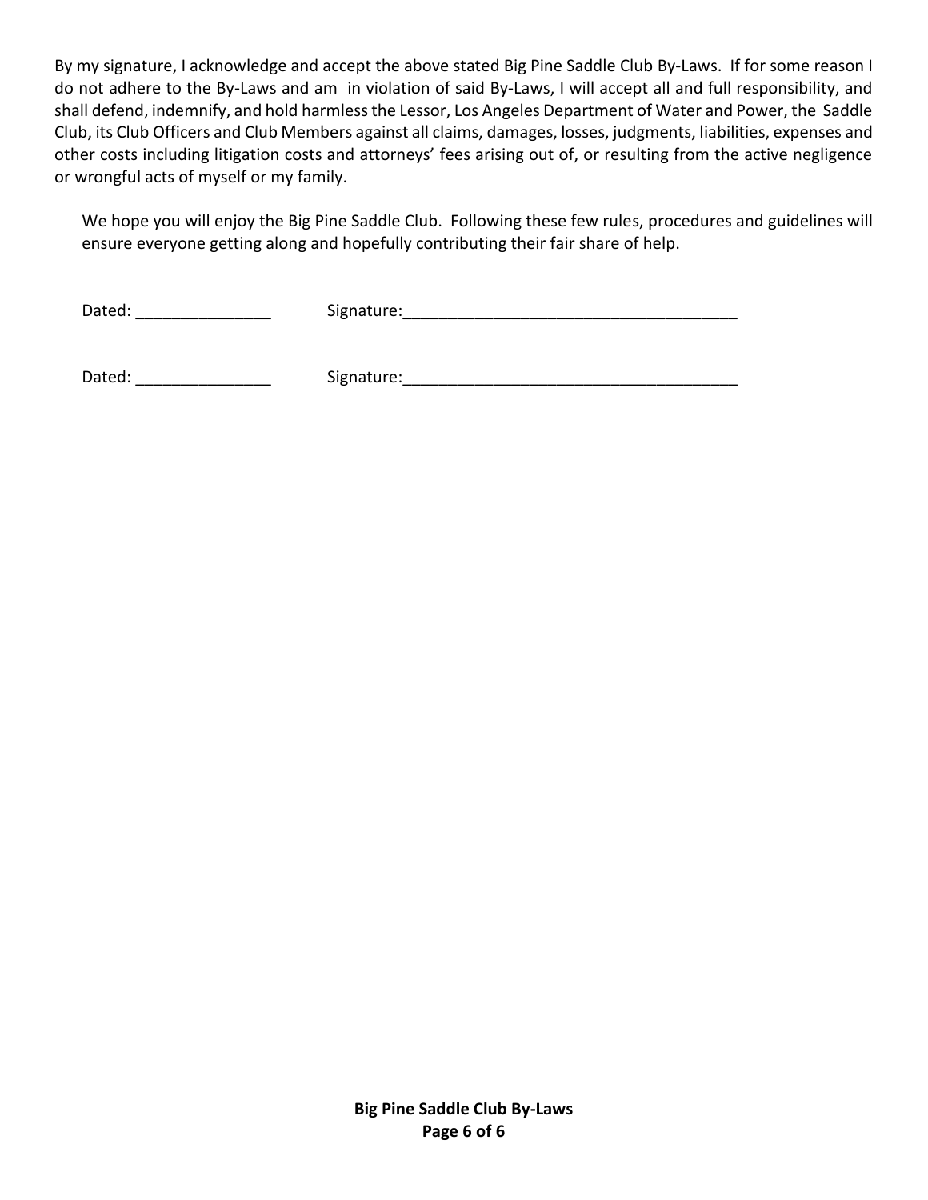By my signature, I acknowledge and accept the above stated Big Pine Saddle Club By-Laws. If for some reason I do not adhere to the By-Laws and am in violation of said By-Laws, I will accept all and full responsibility, and shall defend, indemnify, and hold harmless the Lessor, Los Angeles Department of Water and Power, the Saddle Club, its Club Officers and Club Members against all claims, damages, losses, judgments, liabilities, expenses and other costs including litigation costs and attorneys' fees arising out of, or resulting from the active negligence or wrongful acts of myself or my family.

We hope you will enjoy the Big Pine Saddle Club. Following these few rules, procedures and guidelines will ensure everyone getting along and hopefully contributing their fair share of help.

Dated: _______________ Signature:_____________________________________

Dated: _______________ Signature:_____________________________________